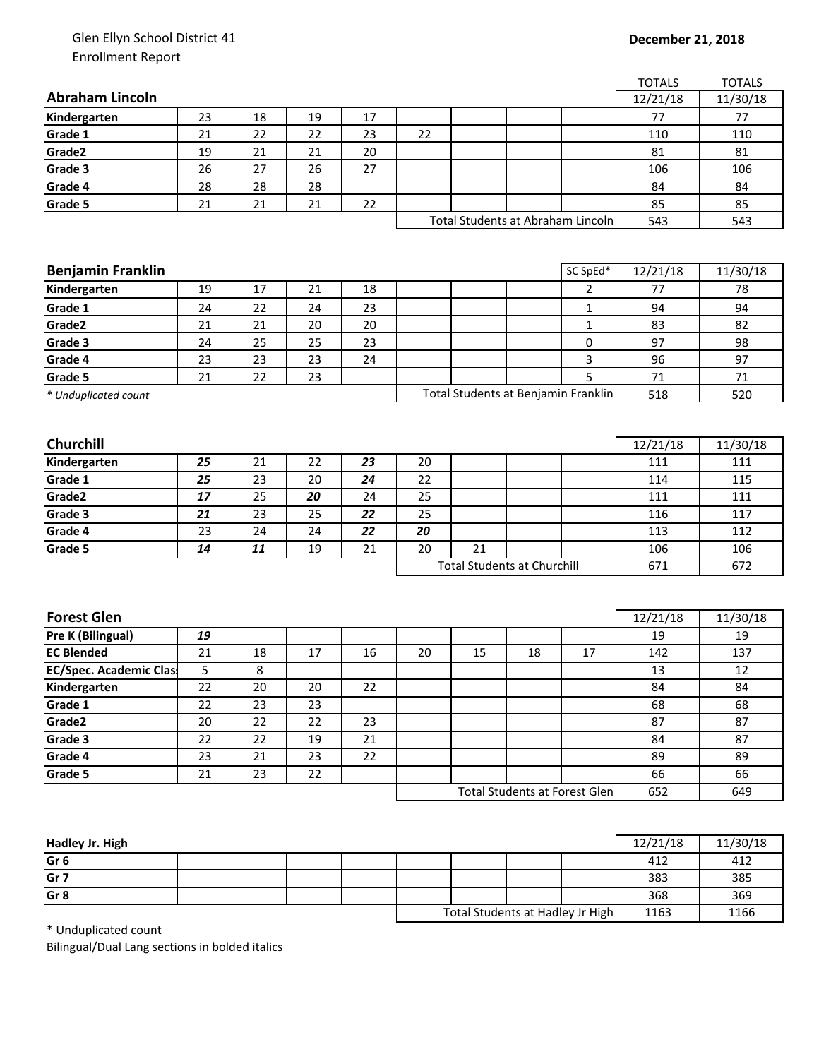Glen Ellyn School District 41
Enrollment Report

**December 21, 2018**

| **Abraham Lincoln** | | | | | | | | | TOTALS 12/21/18 | TOTALS 11/30/18 |
|---|---|---|---|---|---|---|---|---|---|---|
| **Kindergarten** | 23 | 18 | 19 | 17 | | | | | 77 | 77 |
| **Grade 1** | 21 | 22 | 22 | 23 | 22 | | | | 110 | 110 |
| **Grade2** | 19 | 21 | 21 | 20 | | | | | 81 | 81 |
| **Grade 3** | 26 | 27 | 26 | 27 | | | | | 106 | 106 |
| **Grade 4** | 28 | 28 | 28 | | | | | | 84 | 84 |
| **Grade 5** | 21 | 21 | 21 | 22 | | | | | 85 | 85 |
| | | | | | Total Students at Abraham Lincoln | | | | 543 | 543 |

| **Benjamin Franklin** | | | | | | | | SC SpEd* | 12/21/18 | 11/30/18 |
|---|---|---|---|---|---|---|---|---|---|---|
| **Kindergarten** | 19 | 17 | 21 | 18 | | | | 2 | 77 | 78 |
| **Grade 1** | 24 | 22 | 24 | 23 | | | | 1 | 94 | 94 |
| **Grade2** | 21 | 21 | 20 | 20 | | | | 1 | 83 | 82 |
| **Grade 3** | 24 | 25 | 25 | 23 | | | | 0 | 97 | 98 |
| **Grade 4** | 23 | 23 | 23 | 24 | | | | 3 | 96 | 97 |
| **Grade 5** | 21 | 22 | 23 | | | | | 5 | 71 | 71 |
| *\* Unduplicated count* | | | | | Total Students at Benjamin Franklin | | | | 518 | 520 |

| **Churchill** | | | | | | | | | 12/21/18 | 11/30/18 |
|---|---|---|---|---|---|---|---|---|---|---|
| **Kindergarten** | ***25*** | 21 | 22 | ***23*** | 20 | | | | 111 | 111 |
| **Grade 1** | ***25*** | 23 | 20 | ***24*** | 22 | | | | 114 | 115 |
| **Grade2** | ***17*** | 25 | ***20*** | 24 | 25 | | | | 111 | 111 |
| **Grade 3** | ***21*** | 23 | 25 | ***22*** | 25 | | | | 116 | 117 |
| **Grade 4** | 23 | 24 | 24 | ***22*** | ***20*** | | | | 113 | 112 |
| **Grade 5** | ***14*** | ***11*** | 19 | 21 | 20 | 21 | | | 106 | 106 |
| | | | | | Total Students at Churchill | | | | 671 | 672 |

| **Forest Glen** | | | | | | | | | 12/21/18 | 11/30/18 |
|---|---|---|---|---|---|---|---|---|---|---|
| **Pre K (Bilingual)** | ***19*** | | | | | | | | 19 | 19 |
| **EC Blended** | 21 | 18 | 17 | 16 | 20 | 15 | 18 | 17 | 142 | 137 |
| **EC/Spec. Academic Clas** | 5 | 8 | | | | | | | 13 | 12 |
| **Kindergarten** | 22 | 20 | 20 | 22 | | | | | 84 | 84 |
| **Grade 1** | 22 | 23 | 23 | | | | | | 68 | 68 |
| **Grade2** | 20 | 22 | 22 | 23 | | | | | 87 | 87 |
| **Grade 3** | 22 | 22 | 19 | 21 | | | | | 84 | 87 |
| **Grade 4** | 23 | 21 | 23 | 22 | | | | | 89 | 89 |
| **Grade 5** | 21 | 23 | 22 | | | | | | 66 | 66 |
| | | | | | Total Students at Forest Glen | | | | 652 | 649 |

| **Hadley Jr. High** | | | | | | | | | 12/21/18 | 11/30/18 |
|---|---|---|---|---|---|---|---|---|---|---|
| **Gr 6** | | | | | | | | | 412 | 412 |
| **Gr 7** | | | | | | | | | 383 | 385 |
| **Gr 8** | | | | | | | | | 368 | 369 |
| | | | | | Total Students at Hadley Jr High | | | | 1163 | 1166 |

\* Unduplicated count
Bilingual/Dual Lang sections in bolded italics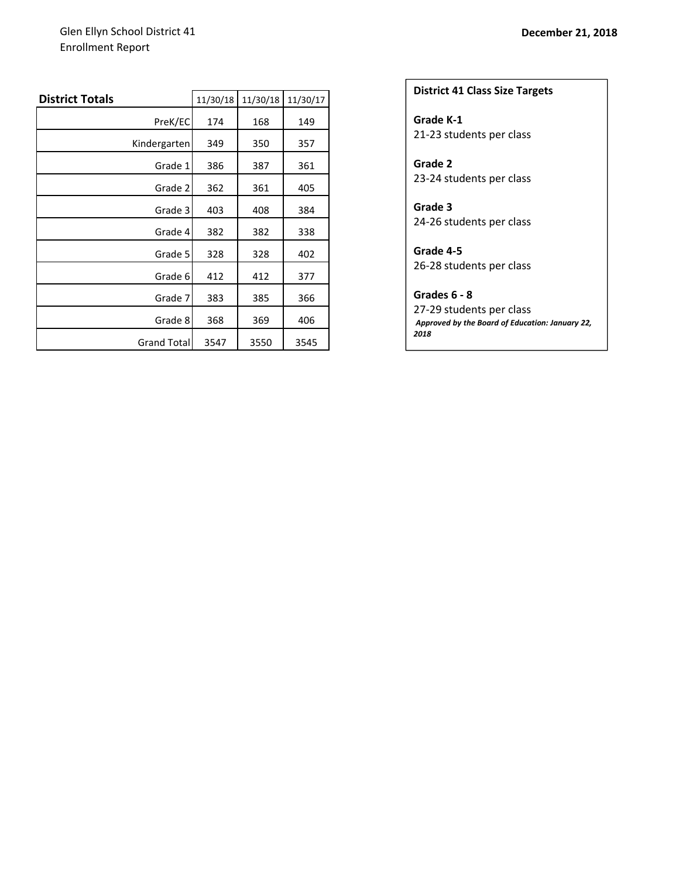Glen Ellyn School District 41
Enrollment Report

**December 21, 2018**

| District Totals | 11/30/18 | 11/30/18 | 11/30/17 |
|---|---|---|---|
| PreK/EC | 174 | 168 | 149 |
| Kindergarten | 349 | 350 | 357 |
| Grade 1 | 386 | 387 | 361 |
| Grade 2 | 362 | 361 | 405 |
| Grade 3 | 403 | 408 | 384 |
| Grade 4 | 382 | 382 | 338 |
| Grade 5 | 328 | 328 | 402 |
| Grade 6 | 412 | 412 | 377 |
| Grade 7 | 383 | 385 | 366 |
| Grade 8 | 368 | 369 | 406 |
| Grand Total | 3547 | 3550 | 3545 |

**District 41 Class Size Targets**

**Grade K-1**
21-23 students per class

**Grade 2**
23-24 students per class

**Grade 3**
24-26 students per class

**Grade 4-5**
26-28 students per class

**Grades 6 - 8**
27-29 students per class
***Approved by the Board of Education: January 22, 2018***